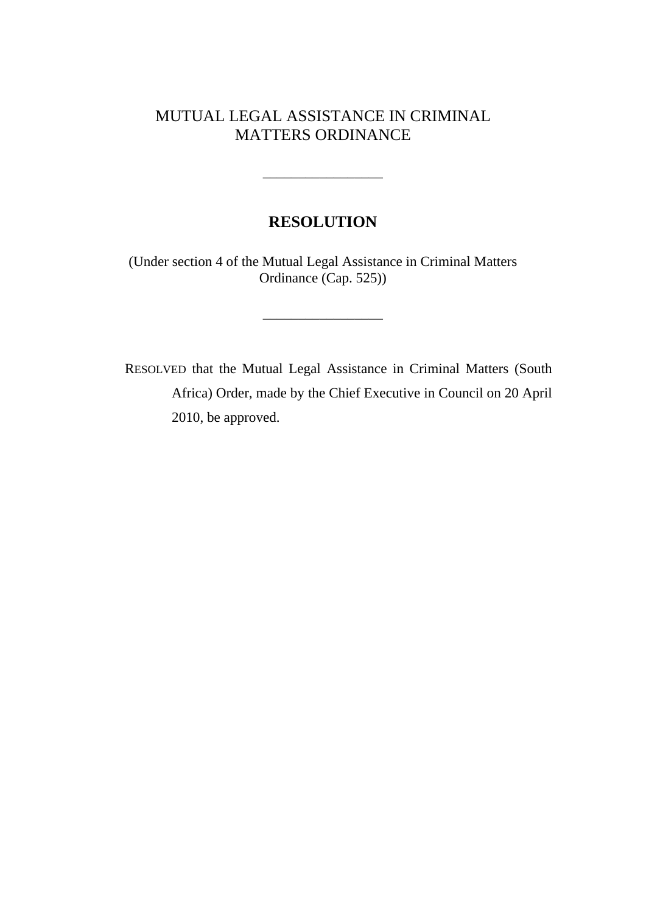# MUTUAL LEGAL ASSISTANCE IN CRIMINAL MATTERS ORDINANCE

---

## RESOLUTION

(Under section 4 of the Mutual Legal Assistance in Criminal Matters Ordinance (Cap. 525))

---

RESOLVED that the Mutual Legal Assistance in Criminal Matters (South Africa) Order, made by the Chief Executive in Council on 20 April 2010, be approved.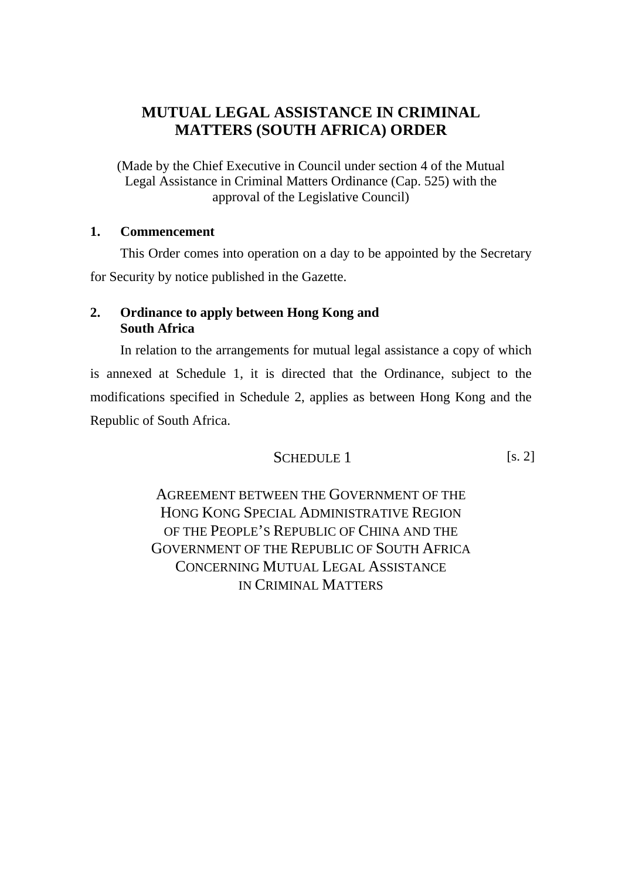# MUTUAL LEGAL ASSISTANCE IN CRIMINAL MATTERS (SOUTH AFRICA) ORDER

(Made by the Chief Executive in Council under section 4 of the Mutual Legal Assistance in Criminal Matters Ordinance (Cap. 525) with the approval of the Legislative Council)

**1. Commencement**

This Order comes into operation on a day to be appointed by the Secretary for Security by notice published in the Gazette.

**2. Ordinance to apply between Hong Kong and South Africa**

In relation to the arrangements for mutual legal assistance a copy of which is annexed at Schedule 1, it is directed that the Ordinance, subject to the modifications specified in Schedule 2, applies as between Hong Kong and the Republic of South Africa.

## SCHEDULE 1 [s. 2]

### AGREEMENT BETWEEN THE GOVERNMENT OF THE HONG KONG SPECIAL ADMINISTRATIVE REGION OF THE PEOPLE'S REPUBLIC OF CHINA AND THE GOVERNMENT OF THE REPUBLIC OF SOUTH AFRICA CONCERNING MUTUAL LEGAL ASSISTANCE IN CRIMINAL MATTERS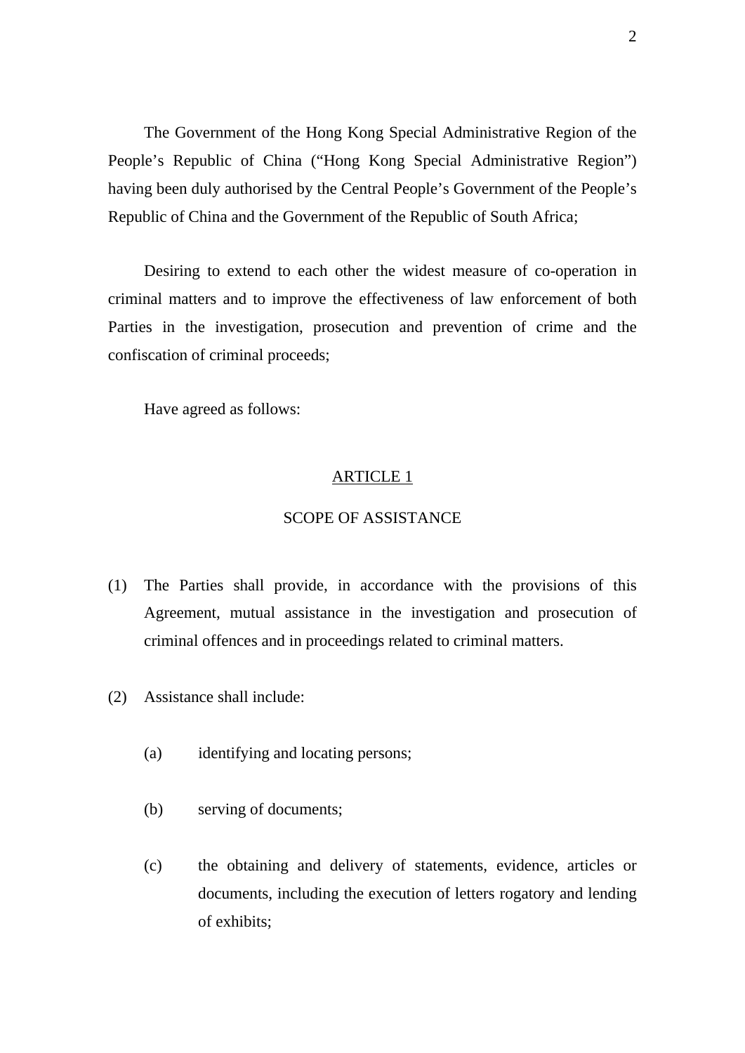The Government of the Hong Kong Special Administrative Region of the People's Republic of China ("Hong Kong Special Administrative Region") having been duly authorised by the Central People's Government of the People's Republic of China and the Government of the Republic of South Africa;

Desiring to extend to each other the widest measure of co-operation in criminal matters and to improve the effectiveness of law enforcement of both Parties in the investigation, prosecution and prevention of crime and the confiscation of criminal proceeds;

Have agreed as follows:

## ARTICLE 1

## SCOPE OF ASSISTANCE

(1) The Parties shall provide, in accordance with the provisions of this Agreement, mutual assistance in the investigation and prosecution of criminal offences and in proceedings related to criminal matters.

(2) Assistance shall include:

(a) identifying and locating persons;

(b) serving of documents;

(c) the obtaining and delivery of statements, evidence, articles or documents, including the execution of letters rogatory and lending of exhibits;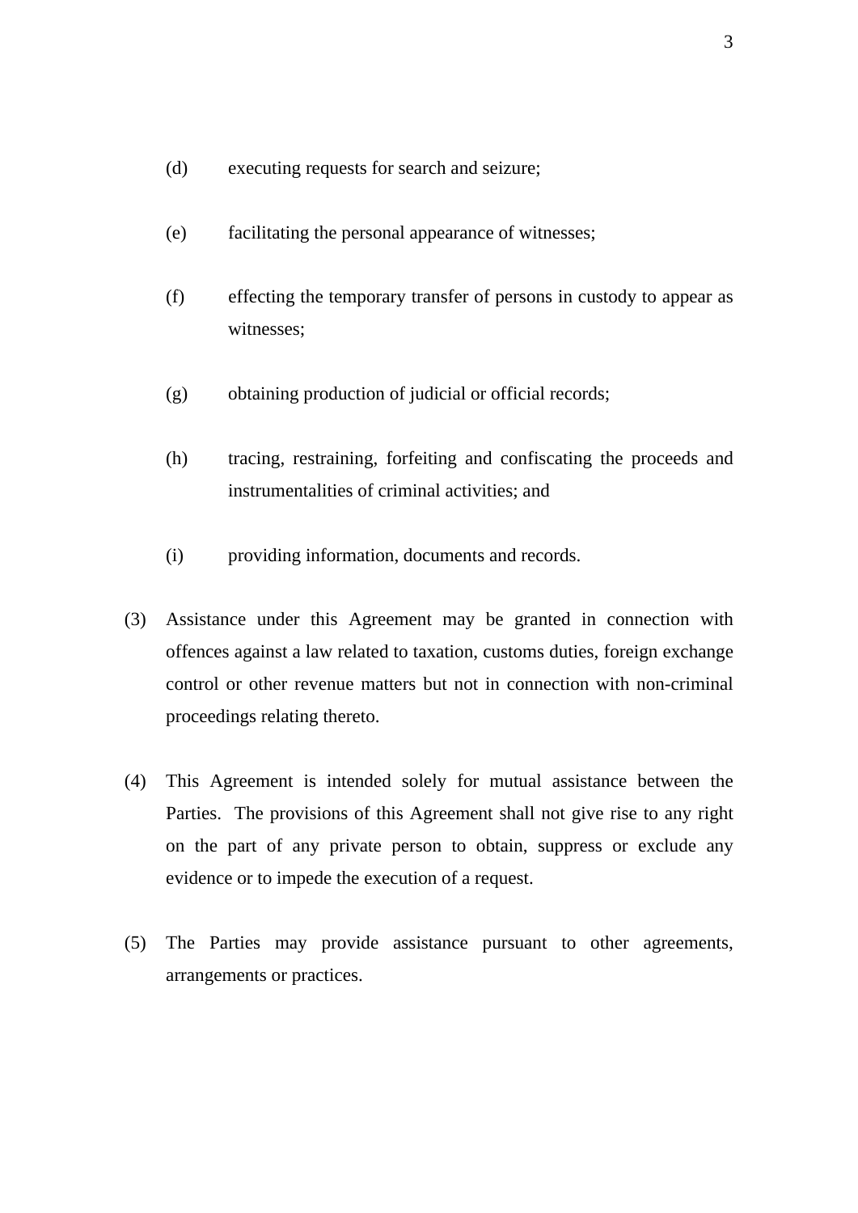(d) executing requests for search and seizure;

(e) facilitating the personal appearance of witnesses;

(f) effecting the temporary transfer of persons in custody to appear as witnesses;

(g) obtaining production of judicial or official records;

(h) tracing, restraining, forfeiting and confiscating the proceeds and instrumentalities of criminal activities; and

(i) providing information, documents and records.

(3) Assistance under this Agreement may be granted in connection with offences against a law related to taxation, customs duties, foreign exchange control or other revenue matters but not in connection with non-criminal proceedings relating thereto.

(4) This Agreement is intended solely for mutual assistance between the Parties. The provisions of this Agreement shall not give rise to any right on the part of any private person to obtain, suppress or exclude any evidence or to impede the execution of a request.

(5) The Parties may provide assistance pursuant to other agreements, arrangements or practices.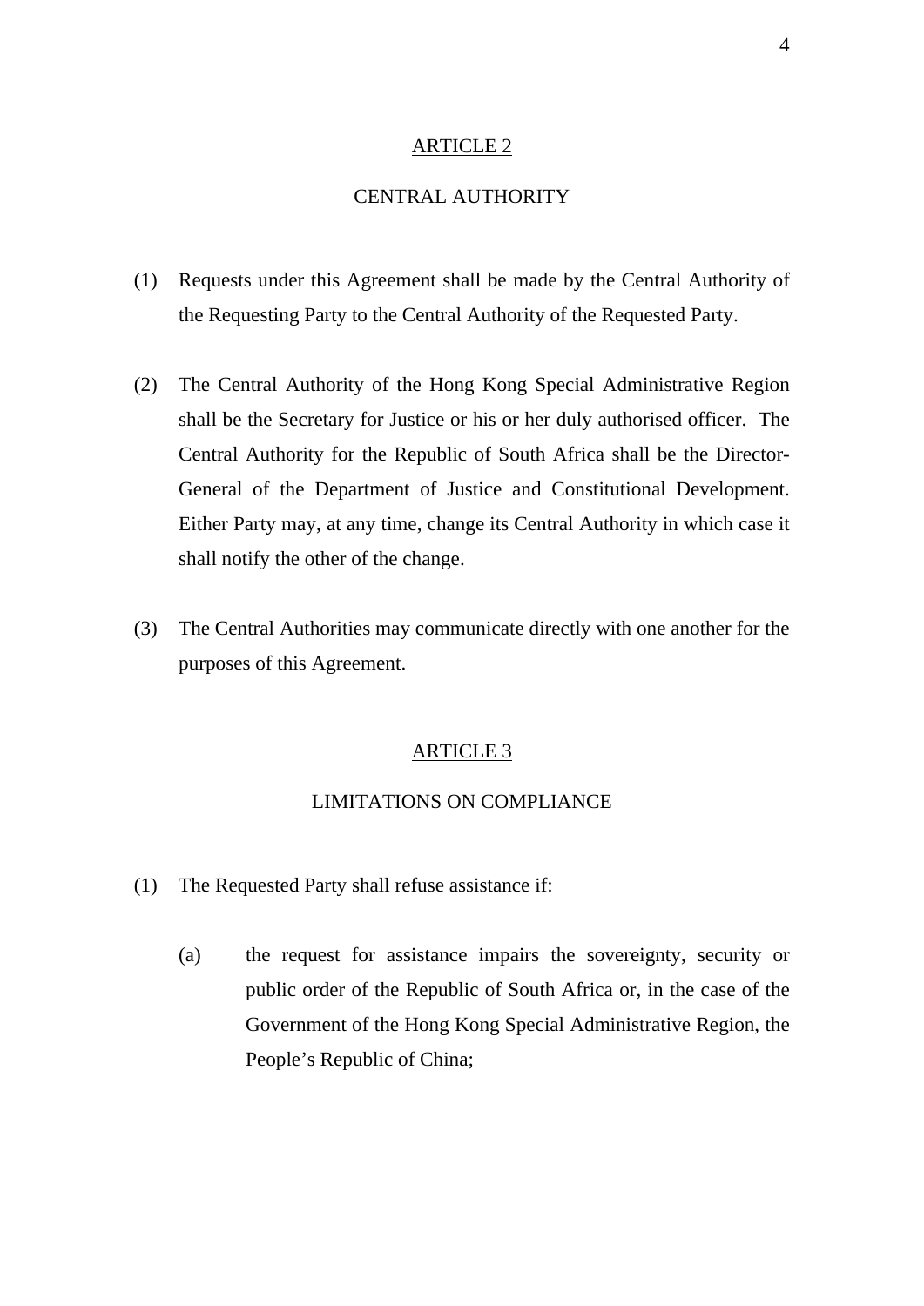## ARTICLE 2

## CENTRAL AUTHORITY

(1) Requests under this Agreement shall be made by the Central Authority of the Requesting Party to the Central Authority of the Requested Party.

(2) The Central Authority of the Hong Kong Special Administrative Region shall be the Secretary for Justice or his or her duly authorised officer. The Central Authority for the Republic of South Africa shall be the Director-General of the Department of Justice and Constitutional Development. Either Party may, at any time, change its Central Authority in which case it shall notify the other of the change.

(3) The Central Authorities may communicate directly with one another for the purposes of this Agreement.

## ARTICLE 3

## LIMITATIONS ON COMPLIANCE

(1) The Requested Party shall refuse assistance if:

   (a) the request for assistance impairs the sovereignty, security or public order of the Republic of South Africa or, in the case of the Government of the Hong Kong Special Administrative Region, the People's Republic of China;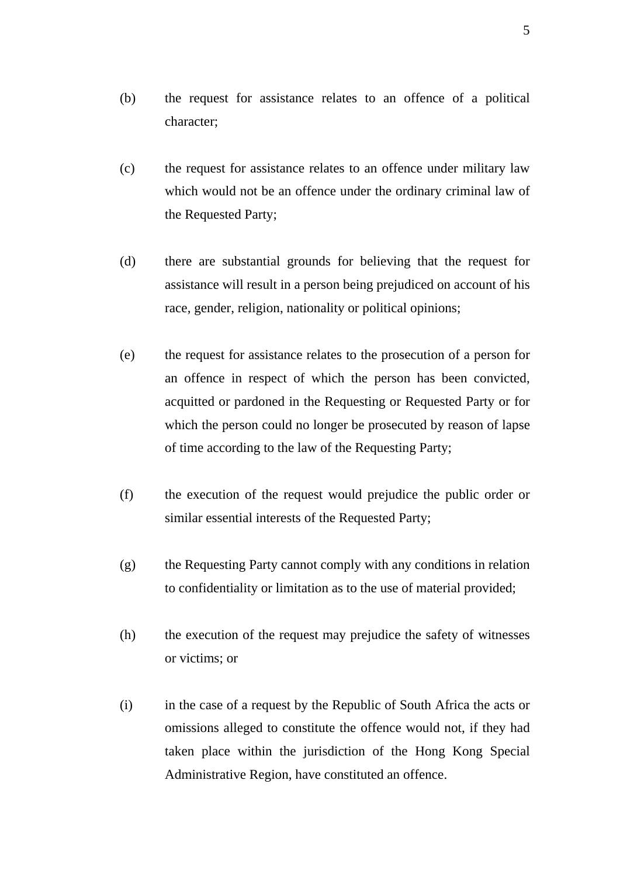(b) the request for assistance relates to an offence of a political character;

(c) the request for assistance relates to an offence under military law which would not be an offence under the ordinary criminal law of the Requested Party;

(d) there are substantial grounds for believing that the request for assistance will result in a person being prejudiced on account of his race, gender, religion, nationality or political opinions;

(e) the request for assistance relates to the prosecution of a person for an offence in respect of which the person has been convicted, acquitted or pardoned in the Requesting or Requested Party or for which the person could no longer be prosecuted by reason of lapse of time according to the law of the Requesting Party;

(f) the execution of the request would prejudice the public order or similar essential interests of the Requested Party;

(g) the Requesting Party cannot comply with any conditions in relation to confidentiality or limitation as to the use of material provided;

(h) the execution of the request may prejudice the safety of witnesses or victims; or

(i) in the case of a request by the Republic of South Africa the acts or omissions alleged to constitute the offence would not, if they had taken place within the jurisdiction of the Hong Kong Special Administrative Region, have constituted an offence.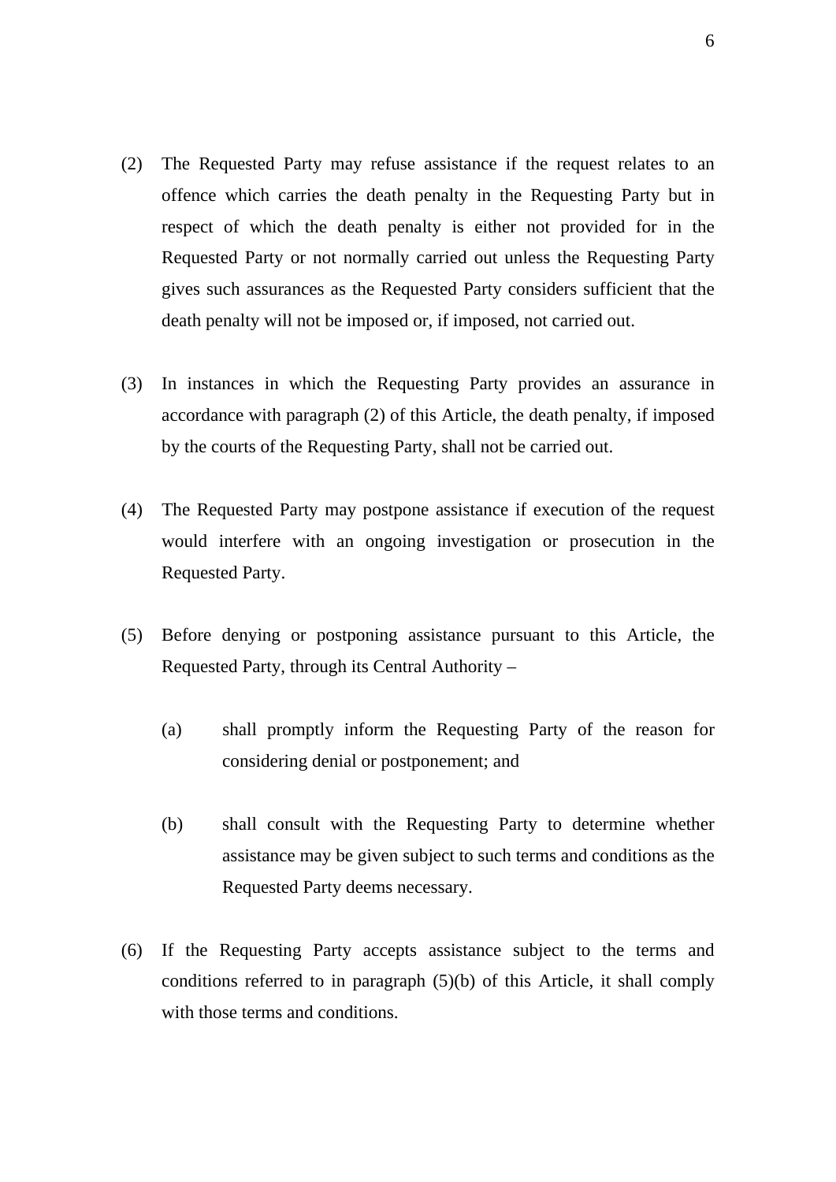(2) The Requested Party may refuse assistance if the request relates to an offence which carries the death penalty in the Requesting Party but in respect of which the death penalty is either not provided for in the Requested Party or not normally carried out unless the Requesting Party gives such assurances as the Requested Party considers sufficient that the death penalty will not be imposed or, if imposed, not carried out.

(3) In instances in which the Requesting Party provides an assurance in accordance with paragraph (2) of this Article, the death penalty, if imposed by the courts of the Requesting Party, shall not be carried out.

(4) The Requested Party may postpone assistance if execution of the request would interfere with an ongoing investigation or prosecution in the Requested Party.

(5) Before denying or postponing assistance pursuant to this Article, the Requested Party, through its Central Authority –

 (a) shall promptly inform the Requesting Party of the reason for considering denial or postponement; and

 (b) shall consult with the Requesting Party to determine whether assistance may be given subject to such terms and conditions as the Requested Party deems necessary.

(6) If the Requesting Party accepts assistance subject to the terms and conditions referred to in paragraph (5)(b) of this Article, it shall comply with those terms and conditions.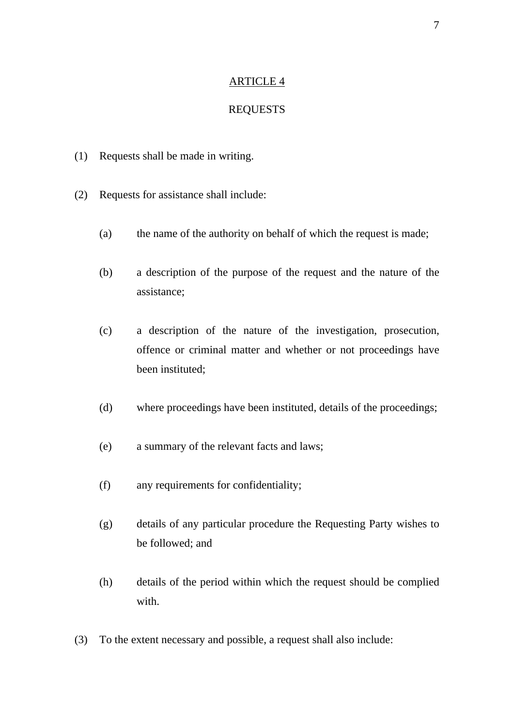## ARTICLE 4

## REQUESTS

(1) Requests shall be made in writing.

(2) Requests for assistance shall include:

(a) the name of the authority on behalf of which the request is made;

(b) a description of the purpose of the request and the nature of the assistance;

(c) a description of the nature of the investigation, prosecution, offence or criminal matter and whether or not proceedings have been instituted;

(d) where proceedings have been instituted, details of the proceedings;

(e) a summary of the relevant facts and laws;

(f) any requirements for confidentiality;

(g) details of any particular procedure the Requesting Party wishes to be followed; and

(h) details of the period within which the request should be complied with.

(3) To the extent necessary and possible, a request shall also include: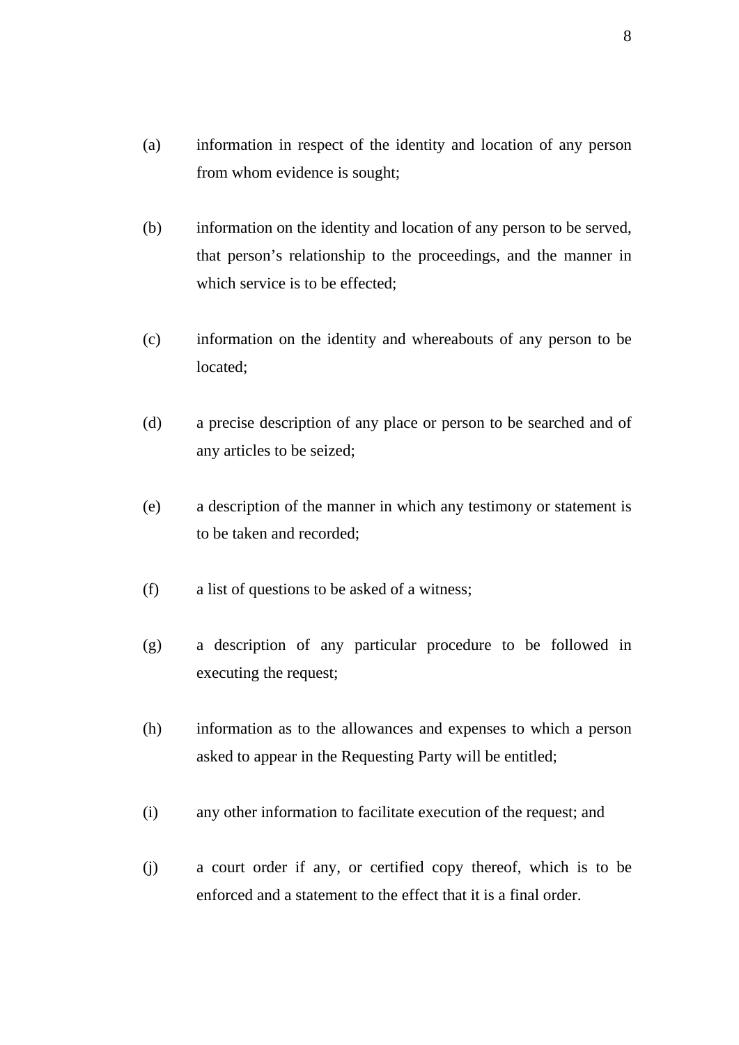(a) information in respect of the identity and location of any person from whom evidence is sought;

(b) information on the identity and location of any person to be served, that person's relationship to the proceedings, and the manner in which service is to be effected;

(c) information on the identity and whereabouts of any person to be located;

(d) a precise description of any place or person to be searched and of any articles to be seized;

(e) a description of the manner in which any testimony or statement is to be taken and recorded;

(f) a list of questions to be asked of a witness;

(g) a description of any particular procedure to be followed in executing the request;

(h) information as to the allowances and expenses to which a person asked to appear in the Requesting Party will be entitled;

(i) any other information to facilitate execution of the request; and

(j) a court order if any, or certified copy thereof, which is to be enforced and a statement to the effect that it is a final order.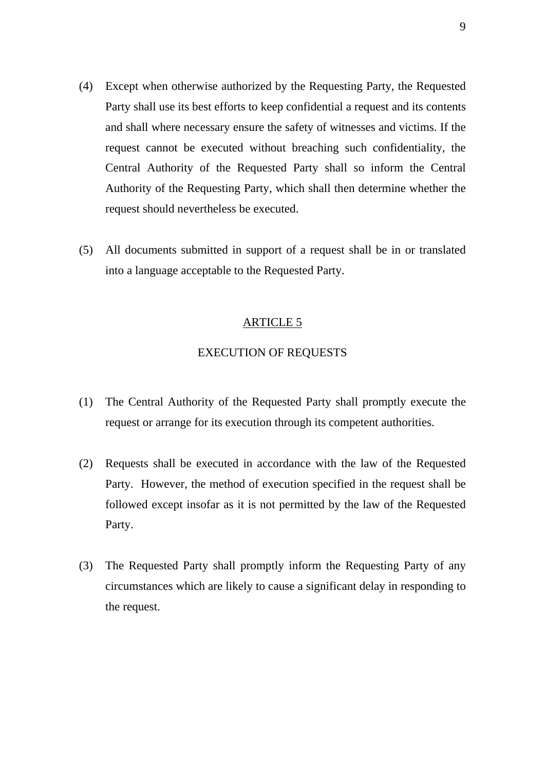(4) Except when otherwise authorized by the Requesting Party, the Requested Party shall use its best efforts to keep confidential a request and its contents and shall where necessary ensure the safety of witnesses and victims. If the request cannot be executed without breaching such confidentiality, the Central Authority of the Requested Party shall so inform the Central Authority of the Requesting Party, which shall then determine whether the request should nevertheless be executed.

(5) All documents submitted in support of a request shall be in or translated into a language acceptable to the Requested Party.

## ARTICLE 5

## EXECUTION OF REQUESTS

(1) The Central Authority of the Requested Party shall promptly execute the request or arrange for its execution through its competent authorities.

(2) Requests shall be executed in accordance with the law of the Requested Party. However, the method of execution specified in the request shall be followed except insofar as it is not permitted by the law of the Requested Party.

(3) The Requested Party shall promptly inform the Requesting Party of any circumstances which are likely to cause a significant delay in responding to the request.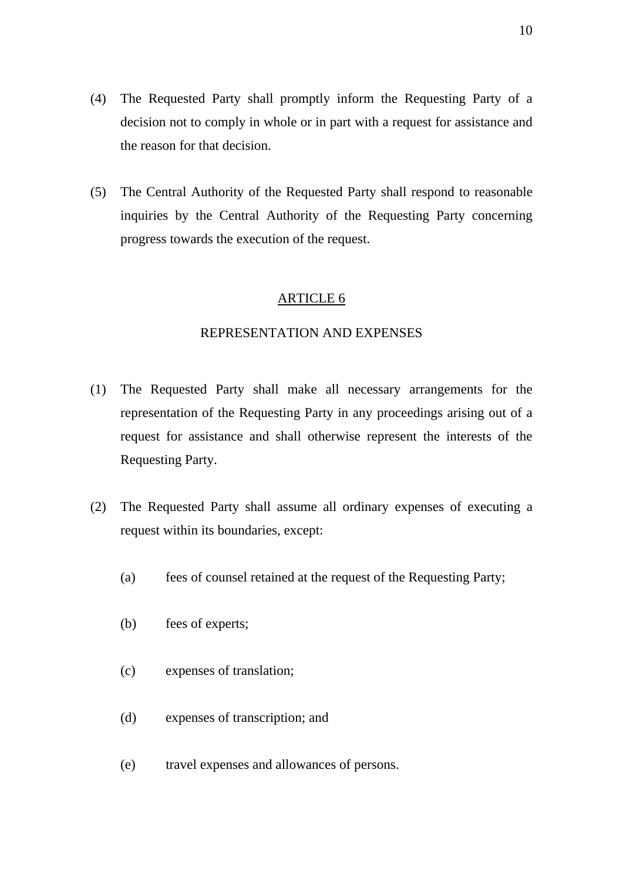(4) The Requested Party shall promptly inform the Requesting Party of a decision not to comply in whole or in part with a request for assistance and the reason for that decision.

(5) The Central Authority of the Requested Party shall respond to reasonable inquiries by the Central Authority of the Requesting Party concerning progress towards the execution of the request.

## ARTICLE 6

## REPRESENTATION AND EXPENSES

(1) The Requested Party shall make all necessary arrangements for the representation of the Requesting Party in any proceedings arising out of a request for assistance and shall otherwise represent the interests of the Requesting Party.

(2) The Requested Party shall assume all ordinary expenses of executing a request within its boundaries, except:

(a) fees of counsel retained at the request of the Requesting Party;

(b) fees of experts;

(c) expenses of translation;

(d) expenses of transcription; and

(e) travel expenses and allowances of persons.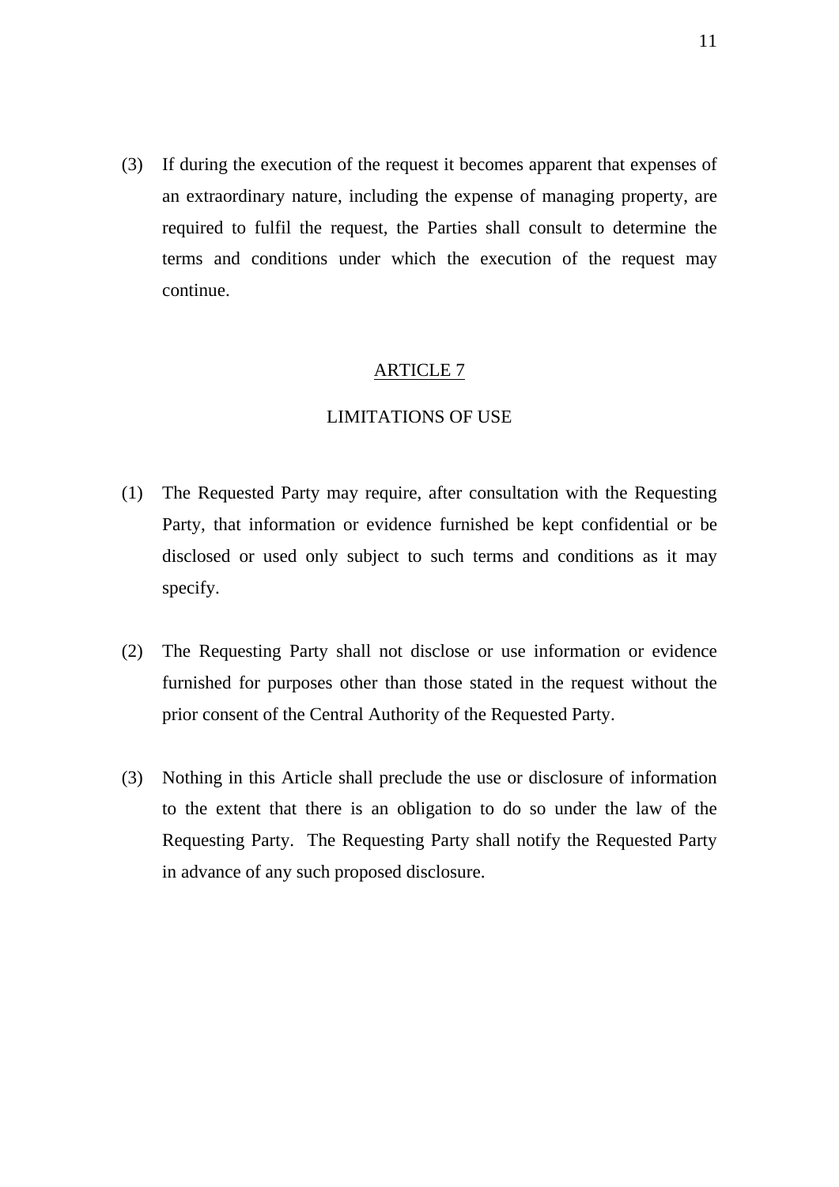(3) If during the execution of the request it becomes apparent that expenses of an extraordinary nature, including the expense of managing property, are required to fulfil the request, the Parties shall consult to determine the terms and conditions under which the execution of the request may continue.

## ARTICLE 7

## LIMITATIONS OF USE

(1) The Requested Party may require, after consultation with the Requesting Party, that information or evidence furnished be kept confidential or be disclosed or used only subject to such terms and conditions as it may specify.

(2) The Requesting Party shall not disclose or use information or evidence furnished for purposes other than those stated in the request without the prior consent of the Central Authority of the Requested Party.

(3) Nothing in this Article shall preclude the use or disclosure of information to the extent that there is an obligation to do so under the law of the Requesting Party. The Requesting Party shall notify the Requested Party in advance of any such proposed disclosure.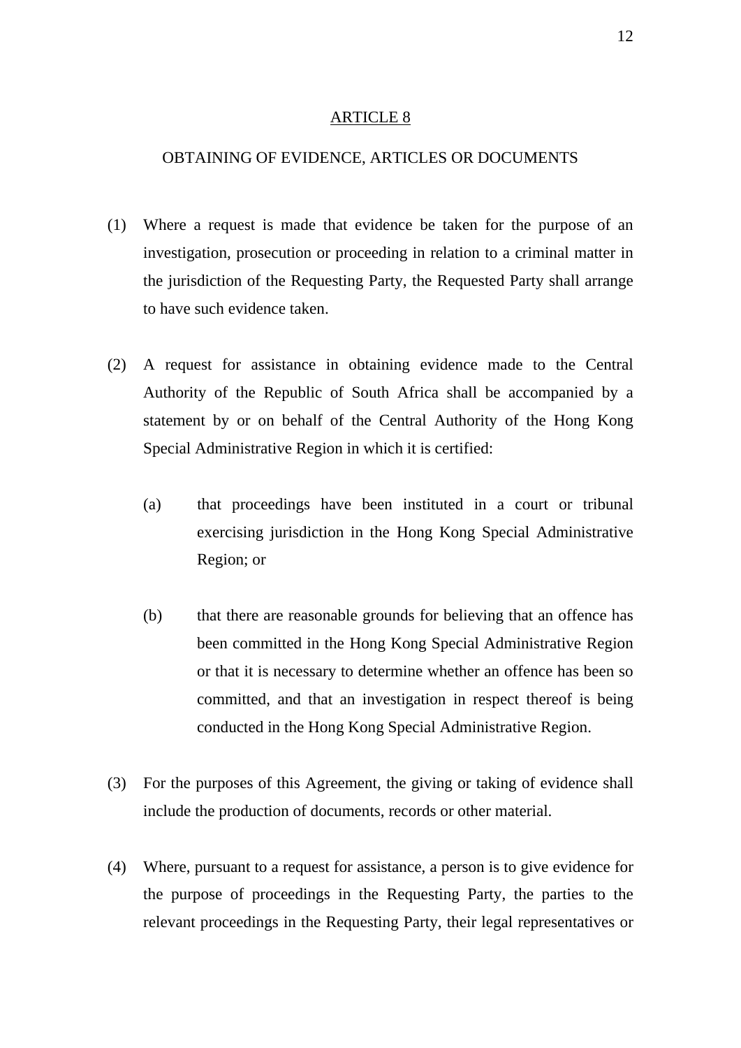## ARTICLE 8

## OBTAINING OF EVIDENCE, ARTICLES OR DOCUMENTS

(1) Where a request is made that evidence be taken for the purpose of an investigation, prosecution or proceeding in relation to a criminal matter in the jurisdiction of the Requesting Party, the Requested Party shall arrange to have such evidence taken.

(2) A request for assistance in obtaining evidence made to the Central Authority of the Republic of South Africa shall be accompanied by a statement by or on behalf of the Central Authority of the Hong Kong Special Administrative Region in which it is certified:

   (a) that proceedings have been instituted in a court or tribunal exercising jurisdiction in the Hong Kong Special Administrative Region; or

   (b) that there are reasonable grounds for believing that an offence has been committed in the Hong Kong Special Administrative Region or that it is necessary to determine whether an offence has been so committed, and that an investigation in respect thereof is being conducted in the Hong Kong Special Administrative Region.

(3) For the purposes of this Agreement, the giving or taking of evidence shall include the production of documents, records or other material.

(4) Where, pursuant to a request for assistance, a person is to give evidence for the purpose of proceedings in the Requesting Party, the parties to the relevant proceedings in the Requesting Party, their legal representatives or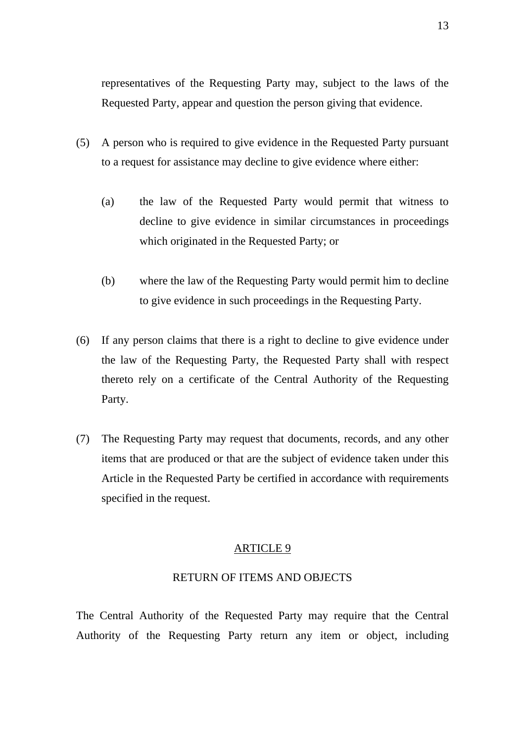representatives of the Requesting Party may, subject to the laws of the Requested Party, appear and question the person giving that evidence.

(5) A person who is required to give evidence in the Requested Party pursuant to a request for assistance may decline to give evidence where either:

(a) the law of the Requested Party would permit that witness to decline to give evidence in similar circumstances in proceedings which originated in the Requested Party; or

(b) where the law of the Requesting Party would permit him to decline to give evidence in such proceedings in the Requesting Party.

(6) If any person claims that there is a right to decline to give evidence under the law of the Requesting Party, the Requested Party shall with respect thereto rely on a certificate of the Central Authority of the Requesting Party.

(7) The Requesting Party may request that documents, records, and any other items that are produced or that are the subject of evidence taken under this Article in the Requested Party be certified in accordance with requirements specified in the request.

## ARTICLE 9

## RETURN OF ITEMS AND OBJECTS

The Central Authority of the Requested Party may require that the Central Authority of the Requesting Party return any item or object, including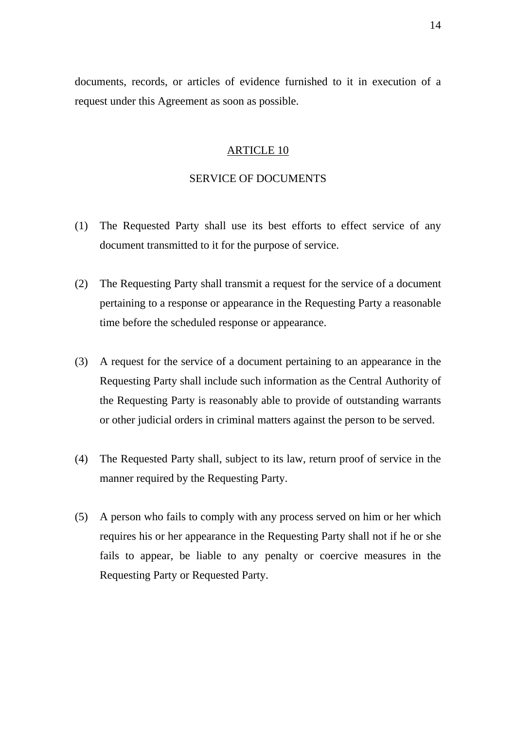documents, records, or articles of evidence furnished to it in execution of a request under this Agreement as soon as possible.

## ARTICLE 10

## SERVICE OF DOCUMENTS

(1) The Requested Party shall use its best efforts to effect service of any document transmitted to it for the purpose of service.

(2) The Requesting Party shall transmit a request for the service of a document pertaining to a response or appearance in the Requesting Party a reasonable time before the scheduled response or appearance.

(3) A request for the service of a document pertaining to an appearance in the Requesting Party shall include such information as the Central Authority of the Requesting Party is reasonably able to provide of outstanding warrants or other judicial orders in criminal matters against the person to be served.

(4) The Requested Party shall, subject to its law, return proof of service in the manner required by the Requesting Party.

(5) A person who fails to comply with any process served on him or her which requires his or her appearance in the Requesting Party shall not if he or she fails to appear, be liable to any penalty or coercive measures in the Requesting Party or Requested Party.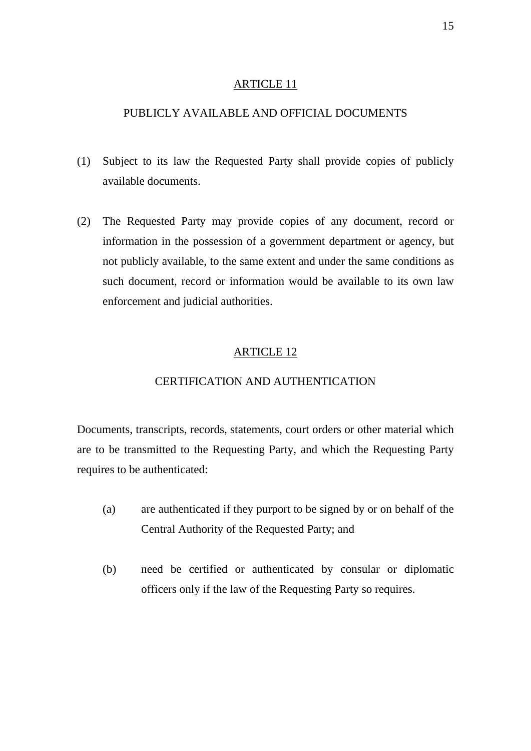## ARTICLE 11

## PUBLICLY AVAILABLE AND OFFICIAL DOCUMENTS

(1) Subject to its law the Requested Party shall provide copies of publicly available documents.

(2) The Requested Party may provide copies of any document, record or information in the possession of a government department or agency, but not publicly available, to the same extent and under the same conditions as such document, record or information would be available to its own law enforcement and judicial authorities.

## ARTICLE 12

## CERTIFICATION AND AUTHENTICATION

Documents, transcripts, records, statements, court orders or other material which are to be transmitted to the Requesting Party, and which the Requesting Party requires to be authenticated:

(a) are authenticated if they purport to be signed by or on behalf of the Central Authority of the Requested Party; and

(b) need be certified or authenticated by consular or diplomatic officers only if the law of the Requesting Party so requires.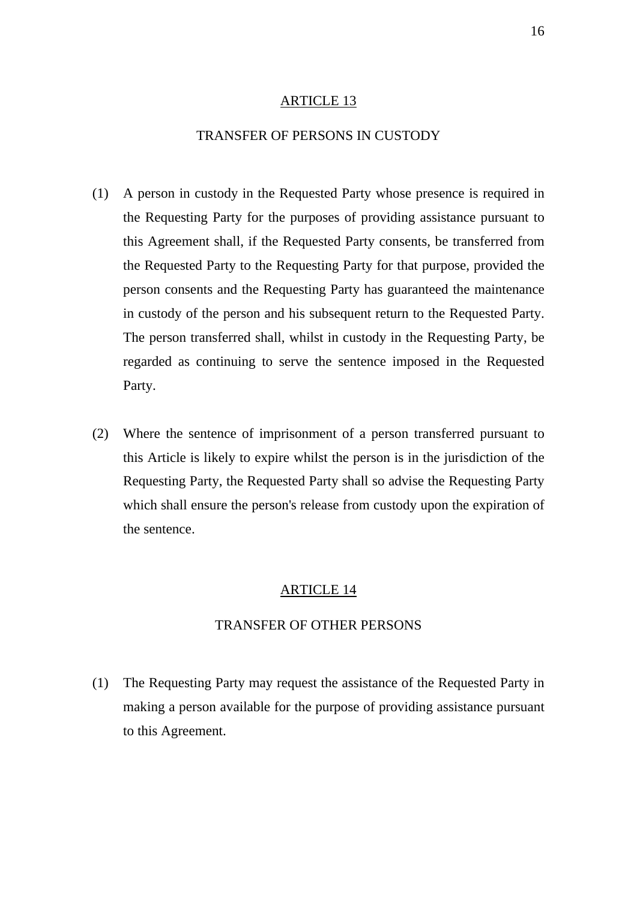## ARTICLE 13

### TRANSFER OF PERSONS IN CUSTODY

(1) A person in custody in the Requested Party whose presence is required in the Requesting Party for the purposes of providing assistance pursuant to this Agreement shall, if the Requested Party consents, be transferred from the Requested Party to the Requesting Party for that purpose, provided the person consents and the Requesting Party has guaranteed the maintenance in custody of the person and his subsequent return to the Requested Party. The person transferred shall, whilst in custody in the Requesting Party, be regarded as continuing to serve the sentence imposed in the Requested Party.

(2) Where the sentence of imprisonment of a person transferred pursuant to this Article is likely to expire whilst the person is in the jurisdiction of the Requesting Party, the Requested Party shall so advise the Requesting Party which shall ensure the person's release from custody upon the expiration of the sentence.

## ARTICLE 14

### TRANSFER OF OTHER PERSONS

(1) The Requesting Party may request the assistance of the Requested Party in making a person available for the purpose of providing assistance pursuant to this Agreement.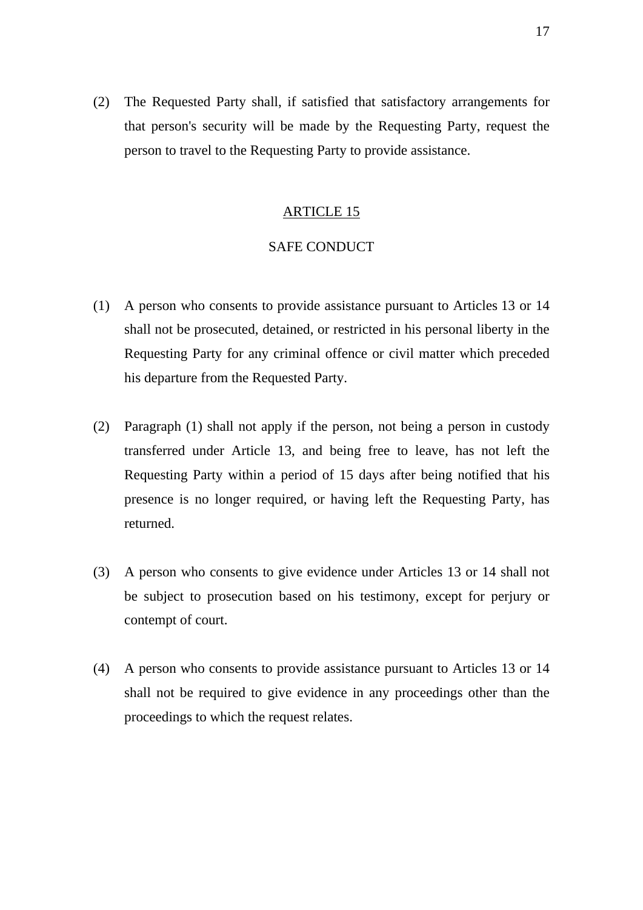(2) The Requested Party shall, if satisfied that satisfactory arrangements for that person's security will be made by the Requesting Party, request the person to travel to the Requesting Party to provide assistance.

## ARTICLE 15

## SAFE CONDUCT

(1) A person who consents to provide assistance pursuant to Articles 13 or 14 shall not be prosecuted, detained, or restricted in his personal liberty in the Requesting Party for any criminal offence or civil matter which preceded his departure from the Requested Party.

(2) Paragraph (1) shall not apply if the person, not being a person in custody transferred under Article 13, and being free to leave, has not left the Requesting Party within a period of 15 days after being notified that his presence is no longer required, or having left the Requesting Party, has returned.

(3) A person who consents to give evidence under Articles 13 or 14 shall not be subject to prosecution based on his testimony, except for perjury or contempt of court.

(4) A person who consents to provide assistance pursuant to Articles 13 or 14 shall not be required to give evidence in any proceedings other than the proceedings to which the request relates.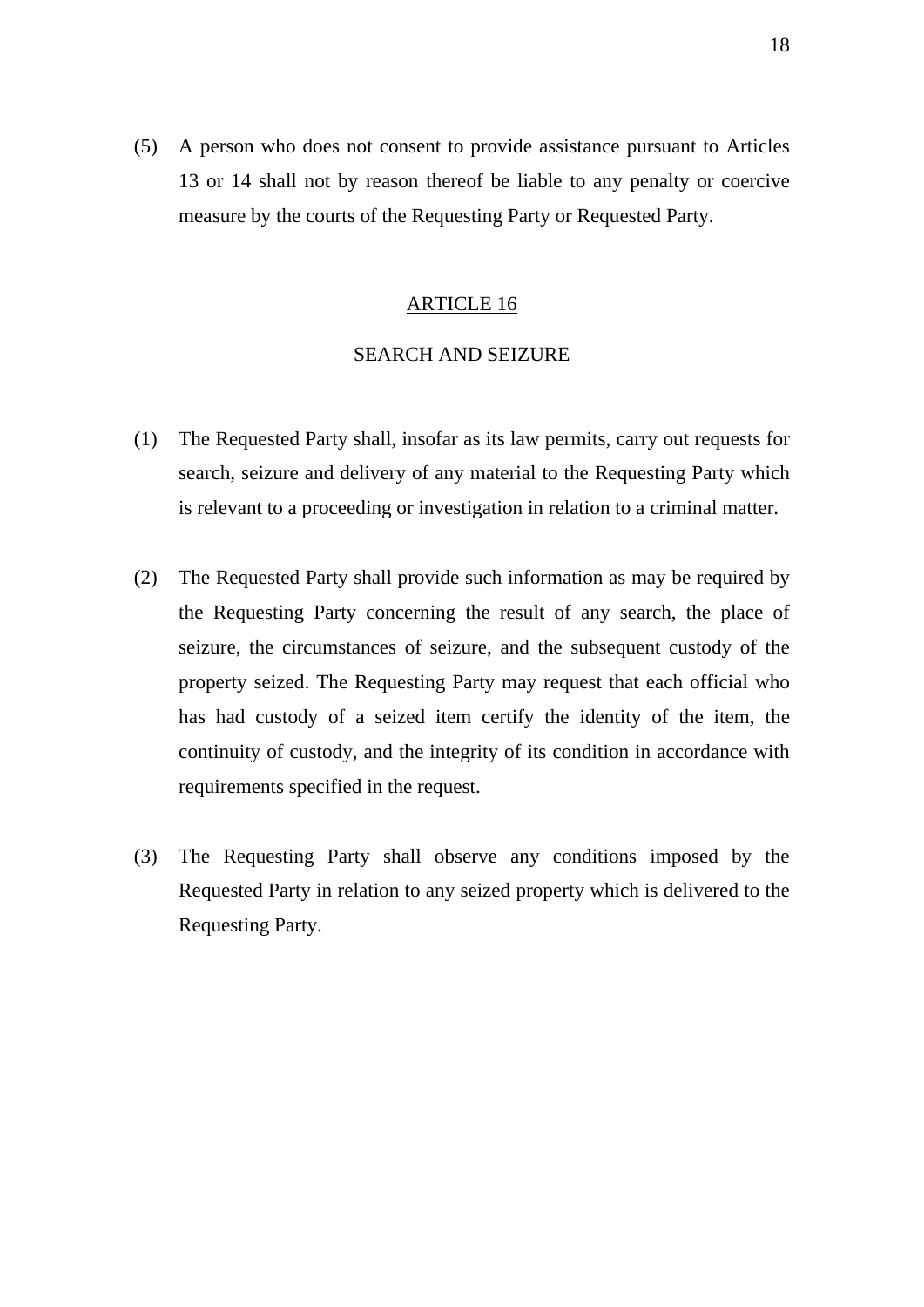(5) A person who does not consent to provide assistance pursuant to Articles 13 or 14 shall not by reason thereof be liable to any penalty or coercive measure by the courts of the Requesting Party or Requested Party.

## ARTICLE 16

## SEARCH AND SEIZURE

(1) The Requested Party shall, insofar as its law permits, carry out requests for search, seizure and delivery of any material to the Requesting Party which is relevant to a proceeding or investigation in relation to a criminal matter.

(2) The Requested Party shall provide such information as may be required by the Requesting Party concerning the result of any search, the place of seizure, the circumstances of seizure, and the subsequent custody of the property seized. The Requesting Party may request that each official who has had custody of a seized item certify the identity of the item, the continuity of custody, and the integrity of its condition in accordance with requirements specified in the request.

(3) The Requesting Party shall observe any conditions imposed by the Requested Party in relation to any seized property which is delivered to the Requesting Party.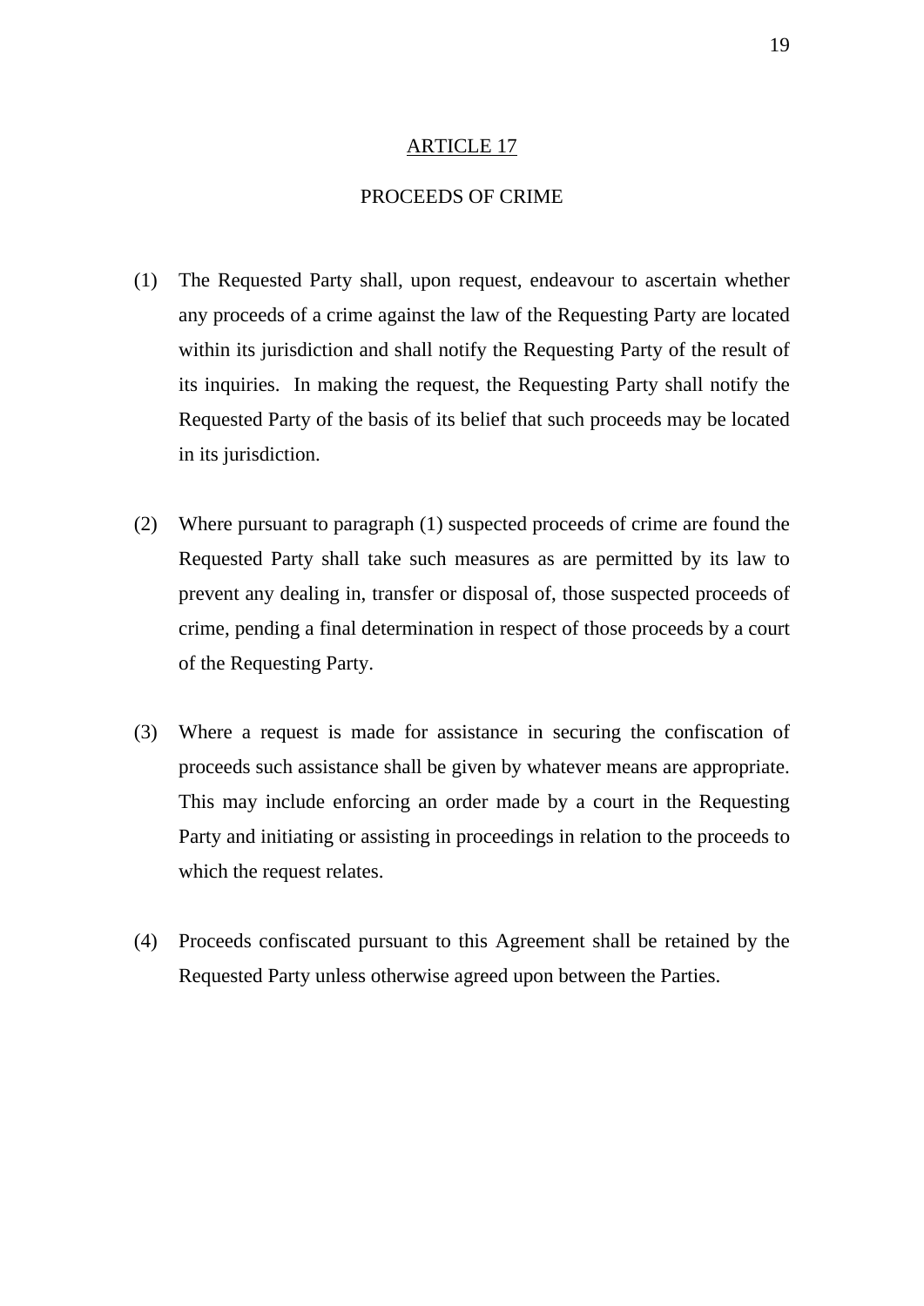## ARTICLE 17

## PROCEEDS OF CRIME

(1) The Requested Party shall, upon request, endeavour to ascertain whether any proceeds of a crime against the law of the Requesting Party are located within its jurisdiction and shall notify the Requesting Party of the result of its inquiries. In making the request, the Requesting Party shall notify the Requested Party of the basis of its belief that such proceeds may be located in its jurisdiction.

(2) Where pursuant to paragraph (1) suspected proceeds of crime are found the Requested Party shall take such measures as are permitted by its law to prevent any dealing in, transfer or disposal of, those suspected proceeds of crime, pending a final determination in respect of those proceeds by a court of the Requesting Party.

(3) Where a request is made for assistance in securing the confiscation of proceeds such assistance shall be given by whatever means are appropriate. This may include enforcing an order made by a court in the Requesting Party and initiating or assisting in proceedings in relation to the proceeds to which the request relates.

(4) Proceeds confiscated pursuant to this Agreement shall be retained by the Requested Party unless otherwise agreed upon between the Parties.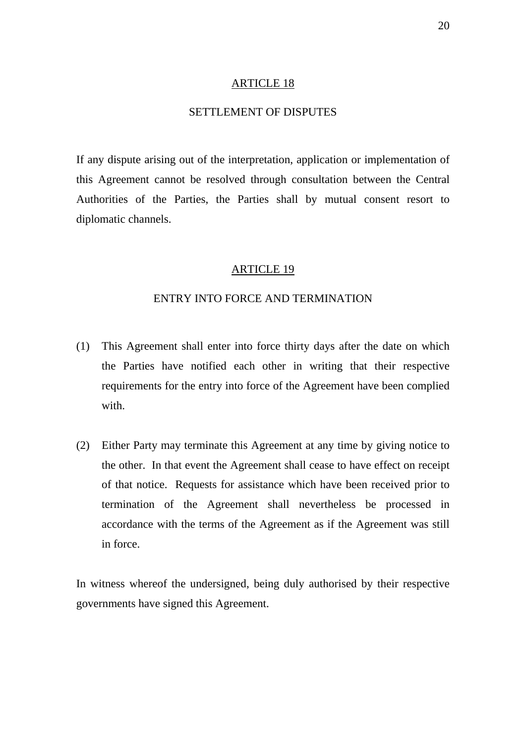## ARTICLE 18

## SETTLEMENT OF DISPUTES

If any dispute arising out of the interpretation, application or implementation of this Agreement cannot be resolved through consultation between the Central Authorities of the Parties, the Parties shall by mutual consent resort to diplomatic channels.

## ARTICLE 19

## ENTRY INTO FORCE AND TERMINATION

(1) This Agreement shall enter into force thirty days after the date on which the Parties have notified each other in writing that their respective requirements for the entry into force of the Agreement have been complied with.

(2) Either Party may terminate this Agreement at any time by giving notice to the other. In that event the Agreement shall cease to have effect on receipt of that notice. Requests for assistance which have been received prior to termination of the Agreement shall nevertheless be processed in accordance with the terms of the Agreement as if the Agreement was still in force.

In witness whereof the undersigned, being duly authorised by their respective governments have signed this Agreement.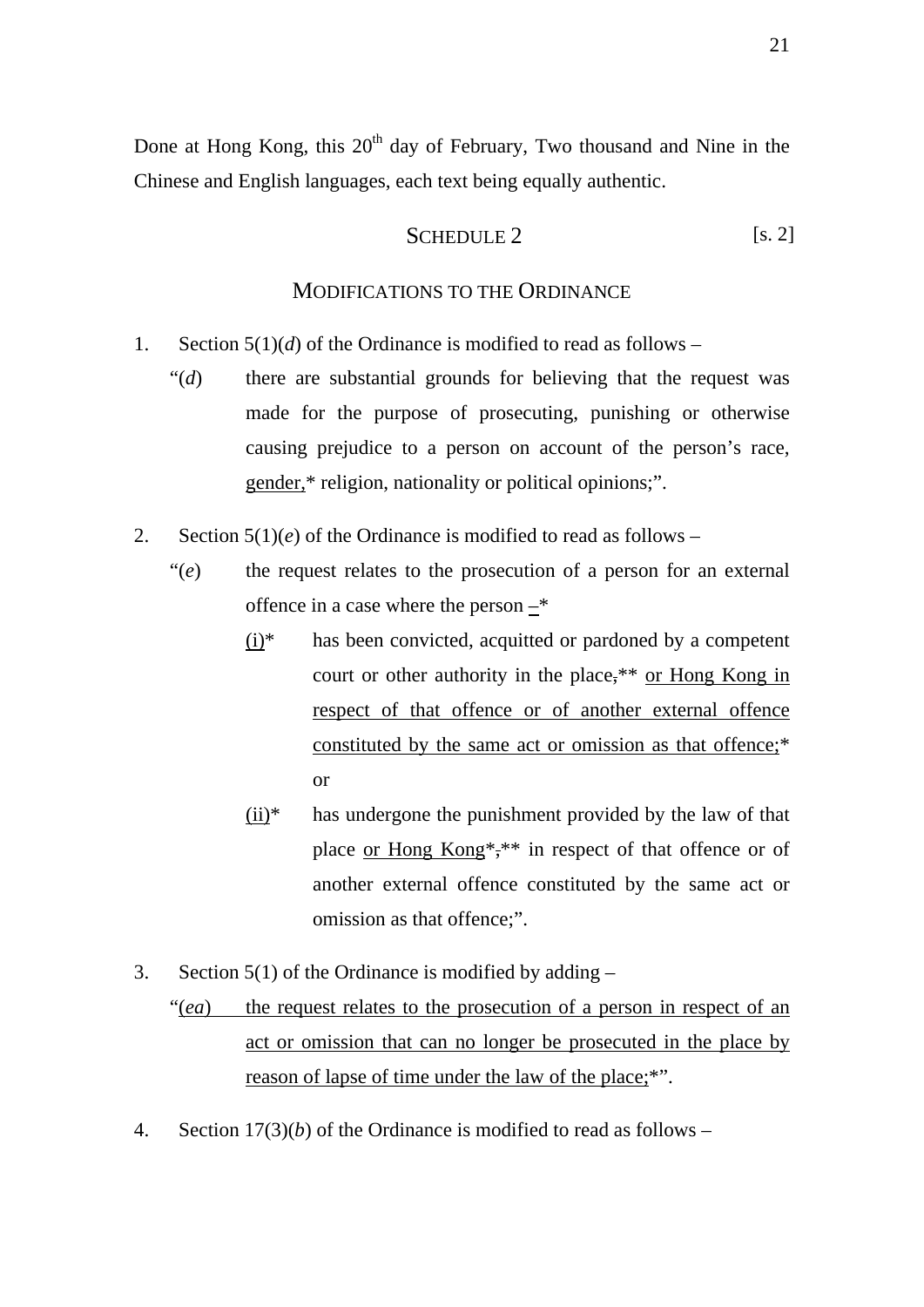Done at Hong Kong, this 20th day of February, Two thousand and Nine in the Chinese and English languages, each text being equally authentic.

## SCHEDULE 2 [s. 2]

### MODIFICATIONS TO THE ORDINANCE

1. Section 5(1)(*d*) of the Ordinance is modified to read as follows –

   "(*d*) there are substantial grounds for believing that the request was made for the purpose of prosecuting, punishing or otherwise causing prejudice to a person on account of the person's race, <u>gender,</u>* religion, nationality or political opinions;".

2. Section 5(1)(*e*) of the Ordinance is modified to read as follows –

   "(*e*) the request relates to the prosecution of a person for an external offence in a case where the person <u>–</u>*

   <u>(i)</u>* has been convicted, acquitted or pardoned by a competent court or other authority in the place~~,~~** <u>or Hong Kong in respect of that offence or of another external offence constituted by the same act or omission as that offence;</u>* or

   <u>(ii)</u>* has undergone the punishment provided by the law of that place <u>or Hong Kong</u>*~~,~~** in respect of that offence or of another external offence constituted by the same act or omission as that offence;".

3. Section 5(1) of the Ordinance is modified by adding –

   "<u>(*ea*) the request relates to the prosecution of a person in respect of an act or omission that can no longer be prosecuted in the place by reason of lapse of time under the law of the place;</u>*".

4. Section 17(3)(*b*) of the Ordinance is modified to read as follows –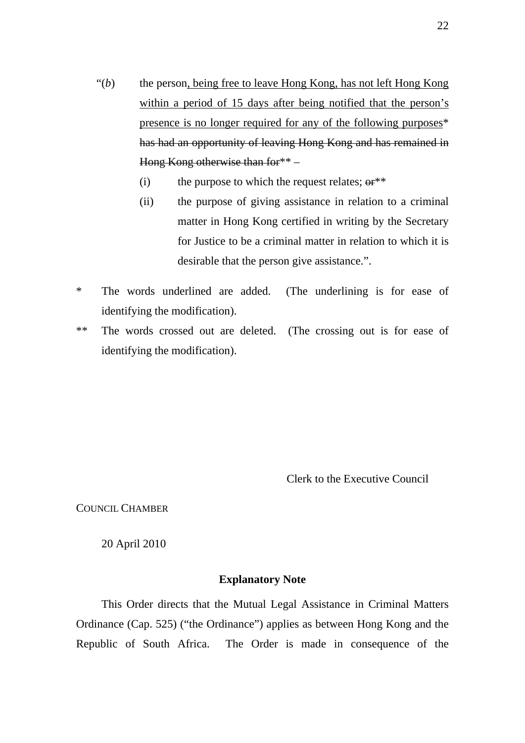"(*b*) the person<u>, being free to leave Hong Kong, has not left Hong Kong within a period of 15 days after being notified that the person's presence is no longer required for any of the following purposes</u>* ~~has had an opportunity of leaving Hong Kong and has remained in Hong Kong otherwise than for~~** –

(i) the purpose to which the request relates; ~~or~~**

(ii) the purpose of giving assistance in relation to a criminal matter in Hong Kong certified in writing by the Secretary for Justice to be a criminal matter in relation to which it is desirable that the person give assistance.".

\* The words underlined are added. (The underlining is for ease of identifying the modification).

\*\* The words crossed out are deleted. (The crossing out is for ease of identifying the modification).

Clerk to the Executive Council

COUNCIL CHAMBER

20 April 2010

**Explanatory Note**

This Order directs that the Mutual Legal Assistance in Criminal Matters Ordinance (Cap. 525) ("the Ordinance") applies as between Hong Kong and the Republic of South Africa. The Order is made in consequence of the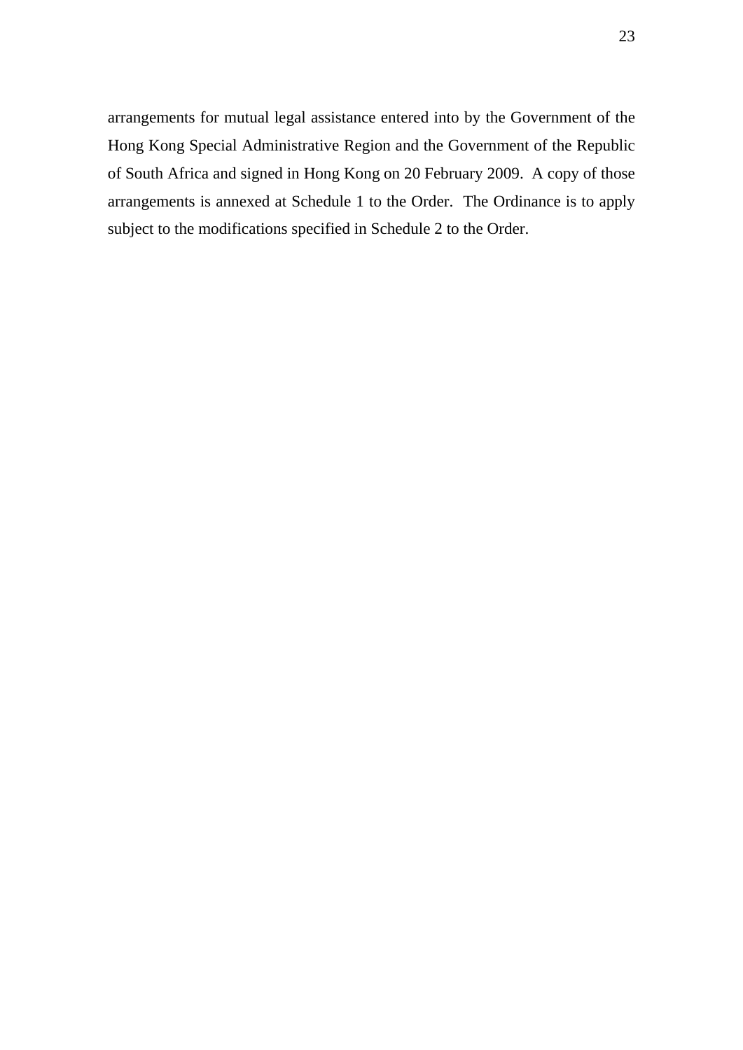arrangements for mutual legal assistance entered into by the Government of the Hong Kong Special Administrative Region and the Government of the Republic of South Africa and signed in Hong Kong on 20 February 2009. A copy of those arrangements is annexed at Schedule 1 to the Order. The Ordinance is to apply subject to the modifications specified in Schedule 2 to the Order.